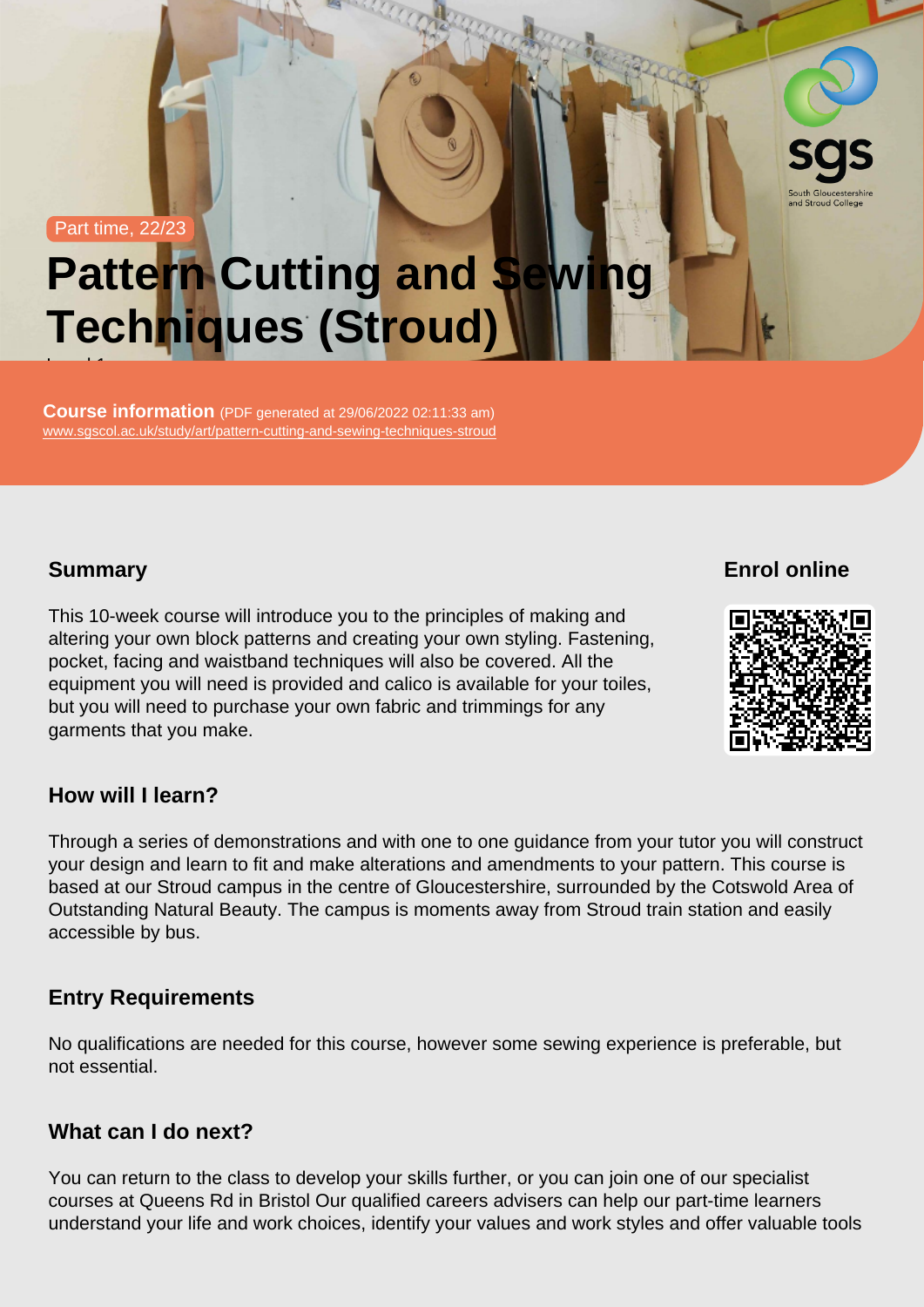Part time, 22/23

# Pattern Cutting and Sewing Techniques (Stroud)

Level 1

**Course information** (PDF generated at 29/06/2022 02:11:33 am)
www.sgscol.ac.uk/study/art/pattern-cutting-and-sewing-techniques-stroud

## Summary

This 10-week course will introduce you to the principles of making and altering your own block patterns and creating your own styling. Fastening, pocket, facing and waistband techniques will also be covered. All the equipment you will need is provided and calico is available for your toiles, but you will need to purchase your own fabric and trimmings for any garments that you make.

## Enrol online

## How will I learn?

Through a series of demonstrations and with one to one guidance from your tutor you will construct your design and learn to fit and make alterations and amendments to your pattern. This course is based at our Stroud campus in the centre of Gloucestershire, surrounded by the Cotswold Area of Outstanding Natural Beauty. The campus is moments away from Stroud train station and easily accessible by bus.

## Entry Requirements

No qualifications are needed for this course, however some sewing experience is preferable, but not essential.

## What can I do next?

You can return to the class to develop your skills further, or you can join one of our specialist courses at Queens Rd in Bristol Our qualified careers advisers can help our part-time learners understand your life and work choices, identify your values and work styles and offer valuable tools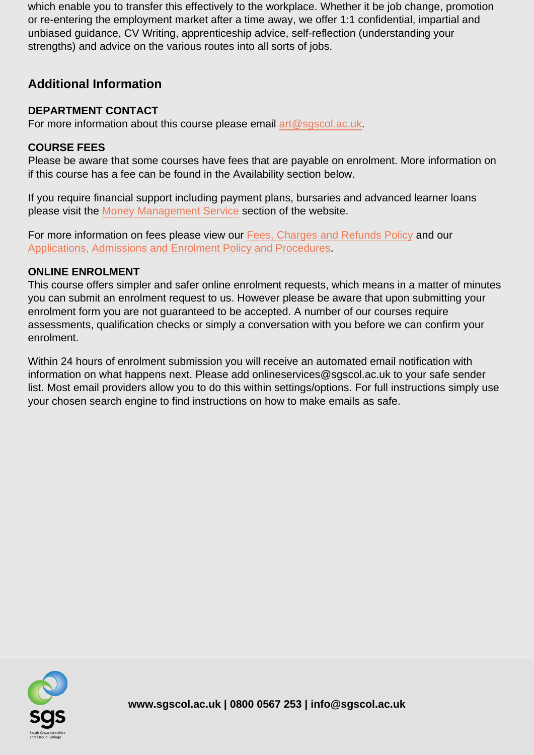which enable you to transfer this effectively to the workplace. Whether it be job change, promotion or re-entering the employment market after a time away, we offer 1:1 confidential, impartial and unbiased guidance, CV Writing, apprenticeship advice, self-reflection (understanding your strengths) and advice on the various routes into all sorts of jobs.

## Additional Information

**DEPARTMENT CONTACT**
For more information about this course please email art@sgscol.ac.uk.

**COURSE FEES**
Please be aware that some courses have fees that are payable on enrolment. More information on if this course has a fee can be found in the Availability section below.

If you require financial support including payment plans, bursaries and advanced learner loans please visit the Money Management Service section of the website.

For more information on fees please view our Fees, Charges and Refunds Policy and our Applications, Admissions and Enrolment Policy and Procedures.

**ONLINE ENROLMENT**
This course offers simpler and safer online enrolment requests, which means in a matter of minutes you can submit an enrolment request to us. However please be aware that upon submitting your enrolment form you are not guaranteed to be accepted. A number of our courses require assessments, qualification checks or simply a conversation with you before we can confirm your enrolment.

Within 24 hours of enrolment submission you will receive an automated email notification with information on what happens next. Please add onlineservices@sgscol.ac.uk to your safe sender list. Most email providers allow you to do this within settings/options. For full instructions simply use your chosen search engine to find instructions on how to make emails as safe.